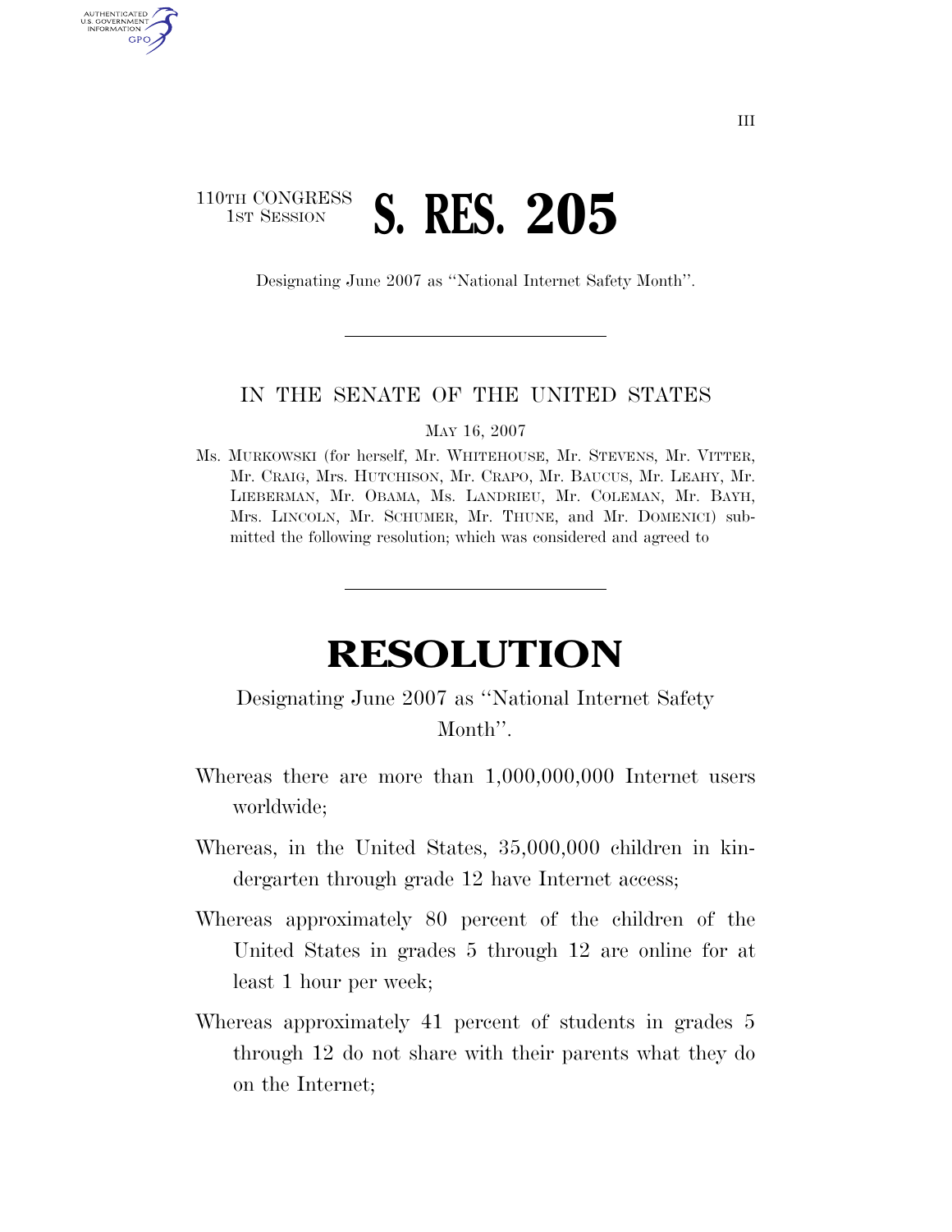110TH CONGRESS
1ST SESSION

# S. RES. 205

Designating June 2007 as ''National Internet Safety Month''.

---

IN THE SENATE OF THE UNITED STATES

MAY 16, 2007

Ms. MURKOWSKI (for herself, Mr. WHITEHOUSE, Mr. STEVENS, Mr. VITTER, Mr. CRAIG, Mrs. HUTCHISON, Mr. CRAPO, Mr. BAUCUS, Mr. LEAHY, Mr. LIEBERMAN, Mr. OBAMA, Ms. LANDRIEU, Mr. COLEMAN, Mr. BAYH, Mrs. LINCOLN, Mr. SCHUMER, Mr. THUNE, and Mr. DOMENICI) submitted the following resolution; which was considered and agreed to

---

# RESOLUTION

Designating June 2007 as ''National Internet Safety Month''.

Whereas there are more than 1,000,000,000 Internet users worldwide;

Whereas, in the United States, 35,000,000 children in kindergarten through grade 12 have Internet access;

Whereas approximately 80 percent of the children of the United States in grades 5 through 12 are online for at least 1 hour per week;

Whereas approximately 41 percent of students in grades 5 through 12 do not share with their parents what they do on the Internet;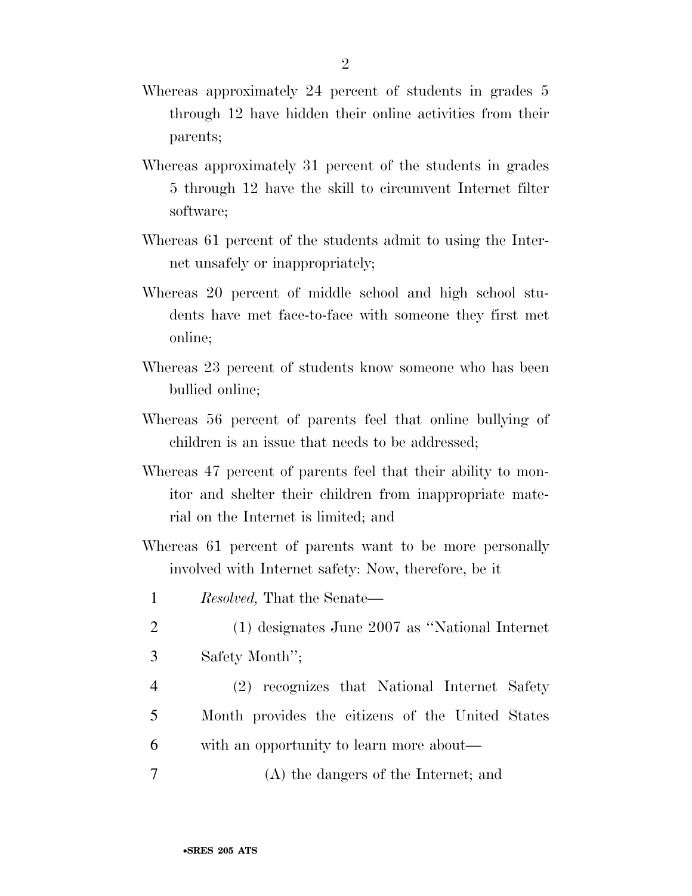Whereas approximately 24 percent of students in grades 5 through 12 have hidden their online activities from their parents;

Whereas approximately 31 percent of the students in grades 5 through 12 have the skill to circumvent Internet filter software;

Whereas 61 percent of the students admit to using the Internet unsafely or inappropriately;

Whereas 20 percent of middle school and high school students have met face-to-face with someone they first met online;

Whereas 23 percent of students know someone who has been bullied online;

Whereas 56 percent of parents feel that online bullying of children is an issue that needs to be addressed;

Whereas 47 percent of parents feel that their ability to monitor and shelter their children from inappropriate material on the Internet is limited; and

Whereas 61 percent of parents want to be more personally involved with Internet safety: Now, therefore, be it

1 *Resolved,* That the Senate—

2 (1) designates June 2007 as "National Internet

3 Safety Month";

4 (2) recognizes that National Internet Safety

5 Month provides the citizens of the United States

6 with an opportunity to learn more about—

7 (A) the dangers of the Internet; and

•SRES 205 ATS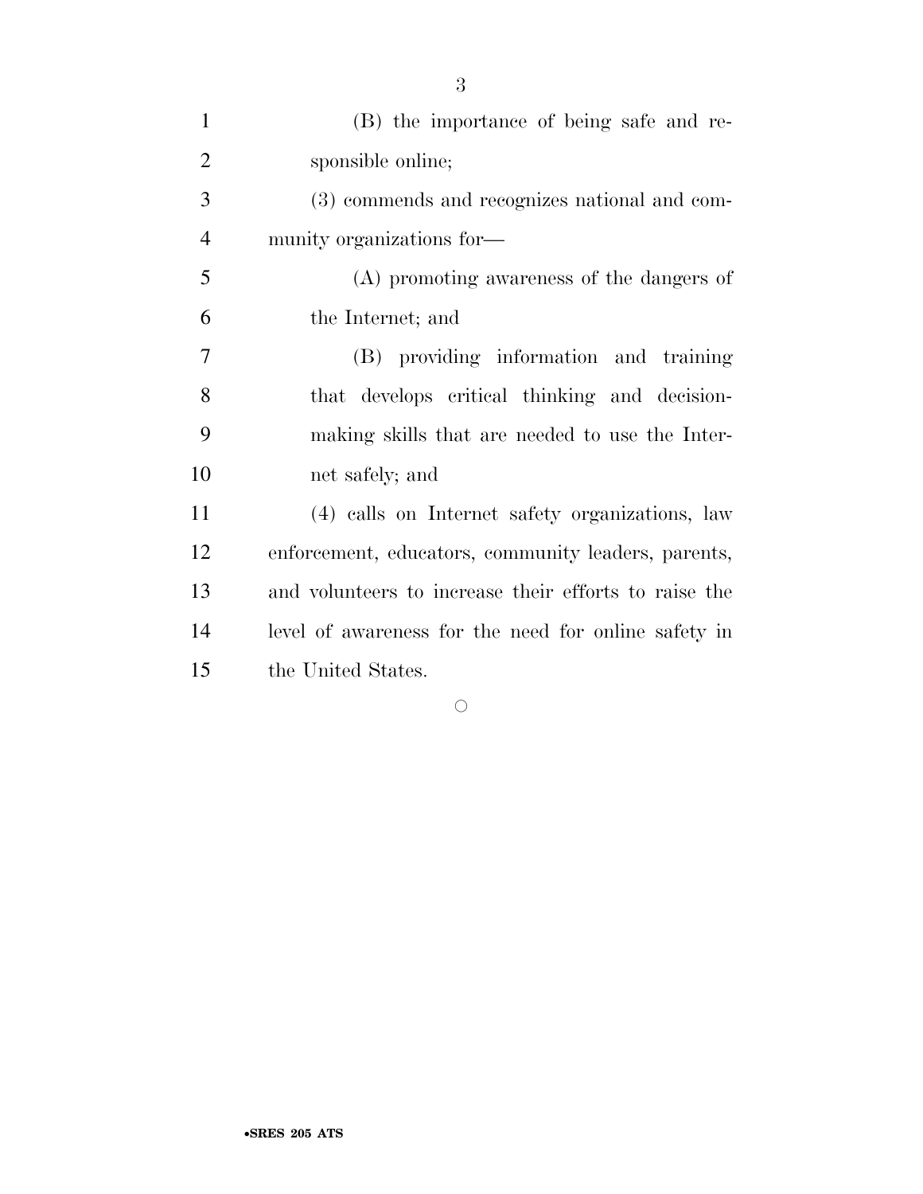(B) the importance of being safe and responsible online;

(3) commends and recognizes national and community organizations for—

(A) promoting awareness of the dangers of the Internet; and

(B) providing information and training that develops critical thinking and decision-making skills that are needed to use the Internet safely; and

(4) calls on Internet safety organizations, law enforcement, educators, community leaders, parents, and volunteers to increase their efforts to raise the level of awareness for the need for online safety in the United States.

○